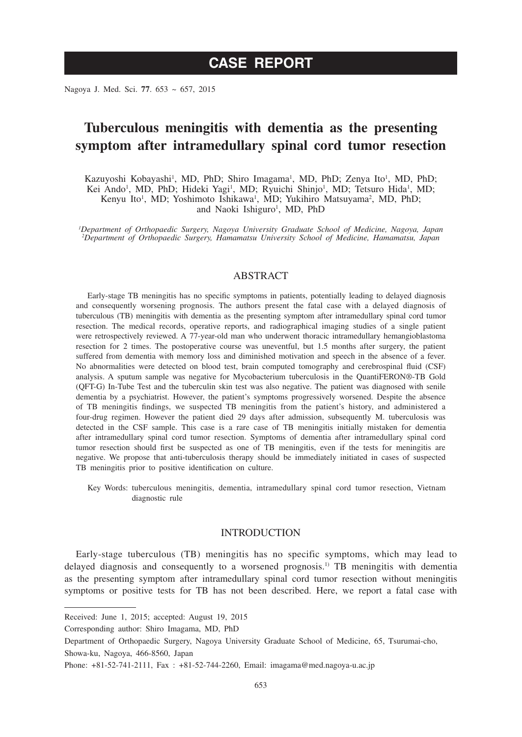# CASE REPORT

# Tuberculous meningitis with dementia as the presenting symptom after intramedullary spinal cord tumor resection

Kazuyoshi Kobayashi[1], MD, PhD; Shiro Imagama[1], MD, PhD; Zenya Ito[1], MD, PhD; Kei Ando[1], MD, PhD; Hideki Yagi[1], MD; Ryuichi Shinjo[1], MD; Tetsuro Hida[1], MD; Kenyu Ito[1], MD; Yoshimoto Ishikawa[1], MD; Yukihiro Matsuyama[2], MD, PhD; and Naoki Ishiguro[1], MD, PhD

[1]*Department of Orthopaedic Surgery, Nagoya University Graduate School of Medicine, Nagoya, Japan*
[2]*Department of Orthopaedic Surgery, Hamamatsu University School of Medicine, Hamamatsu, Japan*

## ABSTRACT

Early-stage TB meningitis has no specific symptoms in patients, potentially leading to delayed diagnosis and consequently worsening prognosis. The authors present the fatal case with a delayed diagnosis of tuberculous (TB) meningitis with dementia as the presenting symptom after intramedullary spinal cord tumor resection. The medical records, operative reports, and radiographical imaging studies of a single patient were retrospectively reviewed. A 77-year-old man who underwent thoracic intramedullary hemangioblastoma resection for 2 times. The postoperative course was uneventful, but 1.5 months after surgery, the patient suffered from dementia with memory loss and diminished motivation and speech in the absence of a fever. No abnormalities were detected on blood test, brain computed tomography and cerebrospinal fluid (CSF) analysis. A sputum sample was negative for Mycobacterium tuberculosis in the QuantiFERON®-TB Gold (QFT-G) In-Tube Test and the tuberculin skin test was also negative. The patient was diagnosed with senile dementia by a psychiatrist. However, the patient's symptoms progressively worsened. Despite the absence of TB meningitis findings, we suspected TB meningitis from the patient's history, and administered a four-drug regimen. However the patient died 29 days after admission, subsequently M. tuberculosis was detected in the CSF sample. This case is a rare case of TB meningitis initially mistaken for dementia after intramedullary spinal cord tumor resection. Symptoms of dementia after intramedullary spinal cord tumor resection should first be suspected as one of TB meningitis, even if the tests for meningitis are negative. We propose that anti-tuberculosis therapy should be immediately initiated in cases of suspected TB meningitis prior to positive identification on culture.

Key Words: tuberculous meningitis, dementia, intramedullary spinal cord tumor resection, Vietnam diagnostic rule

## INTRODUCTION

Early-stage tuberculous (TB) meningitis has no specific symptoms, which may lead to delayed diagnosis and consequently to a worsened prognosis.[1)] TB meningitis with dementia as the presenting symptom after intramedullary spinal cord tumor resection without meningitis symptoms or positive tests for TB has not been described. Here, we report a fatal case with

---

Received: June 1, 2015; accepted: August 19, 2015

Corresponding author: Shiro Imagama, MD, PhD

Department of Orthopaedic Surgery, Nagoya University Graduate School of Medicine, 65, Tsurumai-cho, Showa-ku, Nagoya, 466-8560, Japan

Phone: +81-52-741-2111, Fax : +81-52-744-2260, Email: imagama@med.nagoya-u.ac.jp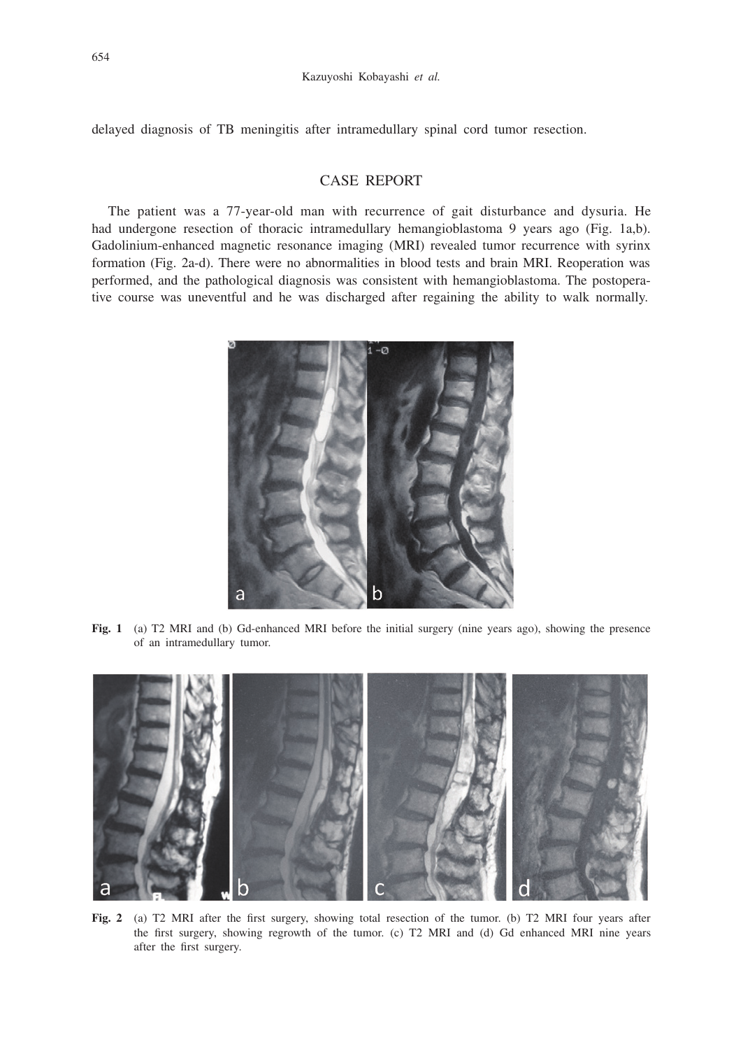delayed diagnosis of TB meningitis after intramedullary spinal cord tumor resection.

## CASE REPORT

The patient was a 77-year-old man with recurrence of gait disturbance and dysuria. He had undergone resection of thoracic intramedullary hemangioblastoma 9 years ago (Fig. 1a,b). Gadolinium-enhanced magnetic resonance imaging (MRI) revealed tumor recurrence with syrinx formation (Fig. 2a-d). There were no abnormalities in blood tests and brain MRI. Reoperation was performed, and the pathological diagnosis was consistent with hemangioblastoma. The postoperative course was uneventful and he was discharged after regaining the ability to walk normally.

**Fig. 1** (a) T2 MRI and (b) Gd-enhanced MRI before the initial surgery (nine years ago), showing the presence of an intramedullary tumor.

**Fig. 2** (a) T2 MRI after the first surgery, showing total resection of the tumor. (b) T2 MRI four years after the first surgery, showing regrowth of the tumor. (c) T2 MRI and (d) Gd enhanced MRI nine years after the first surgery.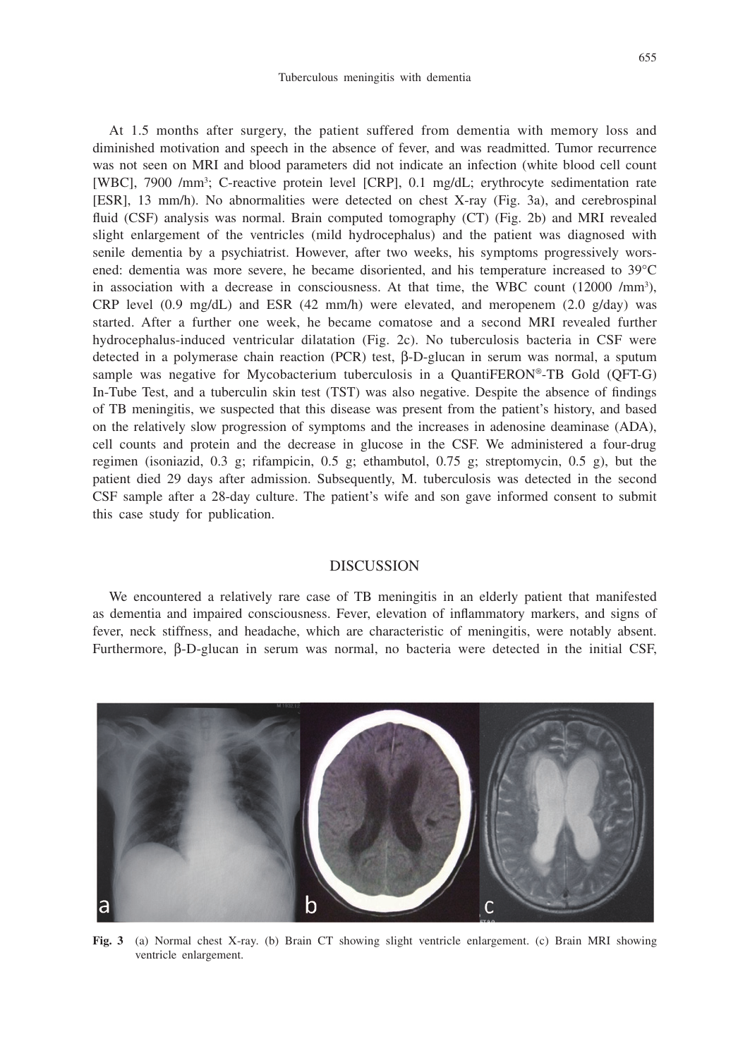At 1.5 months after surgery, the patient suffered from dementia with memory loss and diminished motivation and speech in the absence of fever, and was readmitted. Tumor recurrence was not seen on MRI and blood parameters did not indicate an infection (white blood cell count [WBC], 7900 /mm$^3$; C-reactive protein level [CRP], 0.1 mg/dL; erythrocyte sedimentation rate [ESR], 13 mm/h). No abnormalities were detected on chest X-ray (Fig. 3a), and cerebrospinal fluid (CSF) analysis was normal. Brain computed tomography (CT) (Fig. 2b) and MRI revealed slight enlargement of the ventricles (mild hydrocephalus) and the patient was diagnosed with senile dementia by a psychiatrist. However, after two weeks, his symptoms progressively worsened: dementia was more severe, he became disoriented, and his temperature increased to 39°C in association with a decrease in consciousness. At that time, the WBC count (12000 /mm$^3$), CRP level (0.9 mg/dL) and ESR (42 mm/h) were elevated, and meropenem (2.0 g/day) was started. After a further one week, he became comatose and a second MRI revealed further hydrocephalus-induced ventricular dilatation (Fig. 2c). No tuberculosis bacteria in CSF were detected in a polymerase chain reaction (PCR) test, β-D-glucan in serum was normal, a sputum sample was negative for Mycobacterium tuberculosis in a QuantiFERON®-TB Gold (QFT-G) In-Tube Test, and a tuberculin skin test (TST) was also negative. Despite the absence of findings of TB meningitis, we suspected that this disease was present from the patient's history, and based on the relatively slow progression of symptoms and the increases in adenosine deaminase (ADA), cell counts and protein and the decrease in glucose in the CSF. We administered a four-drug regimen (isoniazid, 0.3 g; rifampicin, 0.5 g; ethambutol, 0.75 g; streptomycin, 0.5 g), but the patient died 29 days after admission. Subsequently, M. tuberculosis was detected in the second CSF sample after a 28-day culture. The patient's wife and son gave informed consent to submit this case study for publication.

## DISCUSSION

We encountered a relatively rare case of TB meningitis in an elderly patient that manifested as dementia and impaired consciousness. Fever, elevation of inflammatory markers, and signs of fever, neck stiffness, and headache, which are characteristic of meningitis, were notably absent. Furthermore, β-D-glucan in serum was normal, no bacteria were detected in the initial CSF,

**Fig. 3** (a) Normal chest X-ray. (b) Brain CT showing slight ventricle enlargement. (c) Brain MRI showing ventricle enlargement.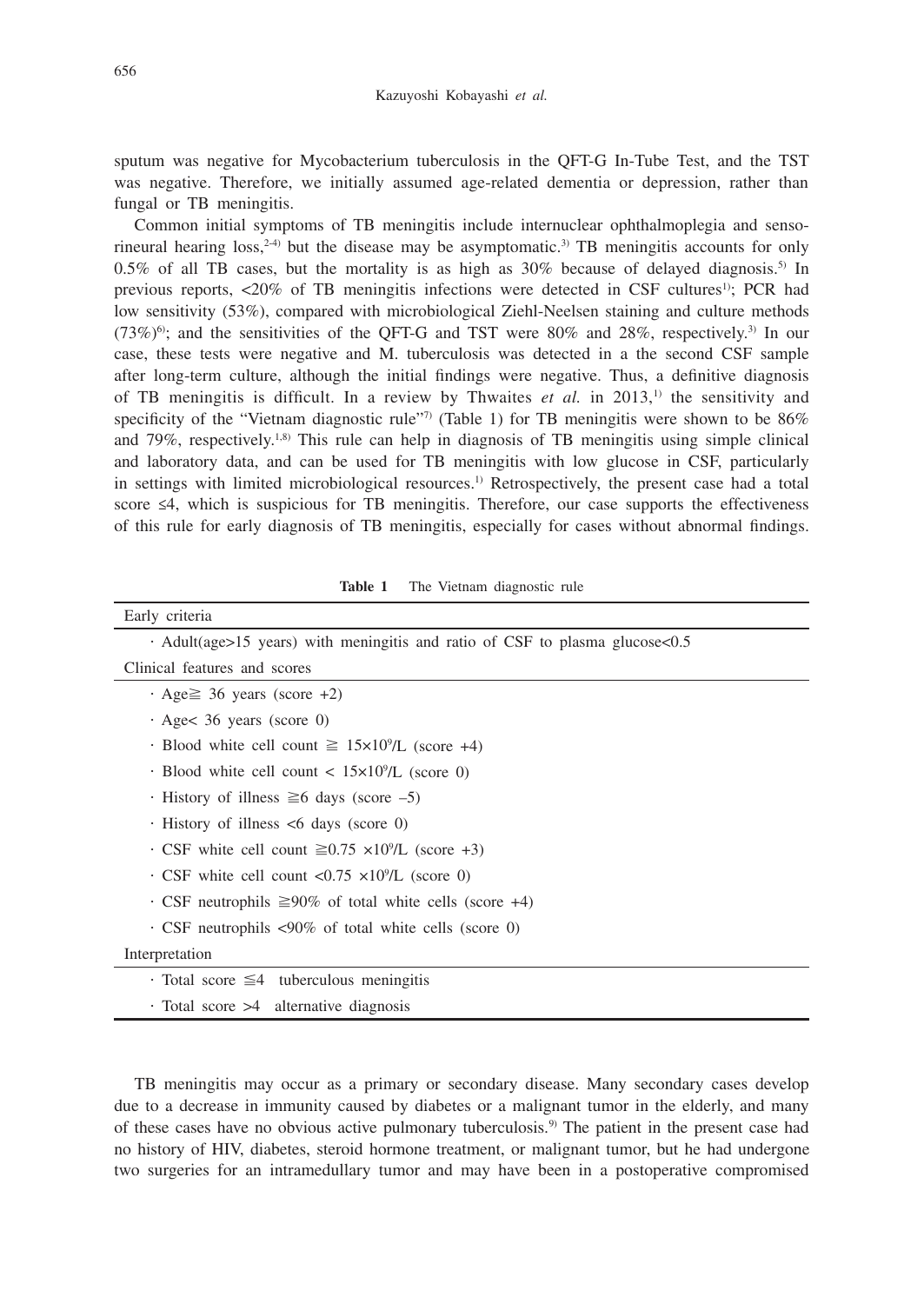sputum was negative for Mycobacterium tuberculosis in the QFT-G In-Tube Test, and the TST was negative. Therefore, we initially assumed age-related dementia or depression, rather than fungal or TB meningitis.

Common initial symptoms of TB meningitis include internuclear ophthalmoplegia and sensorineural hearing loss,[2-4] but the disease may be asymptomatic.[3] TB meningitis accounts for only 0.5% of all TB cases, but the mortality is as high as 30% because of delayed diagnosis.[5] In previous reports, <20% of TB meningitis infections were detected in CSF cultures[1]; PCR had low sensitivity (53%), compared with microbiological Ziehl-Neelsen staining and culture methods (73%)[6]; and the sensitivities of the QFT-G and TST were 80% and 28%, respectively.[3] In our case, these tests were negative and M. tuberculosis was detected in a the second CSF sample after long-term culture, although the initial findings were negative. Thus, a definitive diagnosis of TB meningitis is difficult. In a review by Thwaites *et al.* in 2013,[1] the sensitivity and specificity of the "Vietnam diagnostic rule"[7] (Table 1) for TB meningitis were shown to be 86% and 79%, respectively.[1,8] This rule can help in diagnosis of TB meningitis using simple clinical and laboratory data, and can be used for TB meningitis with low glucose in CSF, particularly in settings with limited microbiological resources.[1] Retrospectively, the present case had a total score ≤4, which is suspicious for TB meningitis. Therefore, our case supports the effectiveness of this rule for early diagnosis of TB meningitis, especially for cases without abnormal findings.

**Table 1** The Vietnam diagnostic rule

| Early criteria |
|---|
| · Adult(age>15 years) with meningitis and ratio of CSF to plasma glucose<0.5 |
| **Clinical features and scores** |
| · Age≧ 36 years (score +2) |
| · Age< 36 years (score 0) |
| · Blood white cell count ≧ $15\times10^9$/L (score +4) |
| · Blood white cell count < $15\times10^9$/L (score 0) |
| · History of illness ≧6 days (score –5) |
| · History of illness <6 days (score 0) |
| · CSF white cell count ≧0.75 $\times10^9$/L (score +3) |
| · CSF white cell count <0.75 $\times10^9$/L (score 0) |
| · CSF neutrophils ≧90% of total white cells (score +4) |
| · CSF neutrophils <90% of total white cells (score 0) |
| **Interpretation** |
| · Total score ≦4 tuberculous meningitis |
| · Total score >4 alternative diagnosis |

TB meningitis may occur as a primary or secondary disease. Many secondary cases develop due to a decrease in immunity caused by diabetes or a malignant tumor in the elderly, and many of these cases have no obvious active pulmonary tuberculosis.[9] The patient in the present case had no history of HIV, diabetes, steroid hormone treatment, or malignant tumor, but he had undergone two surgeries for an intramedullary tumor and may have been in a postoperative compromised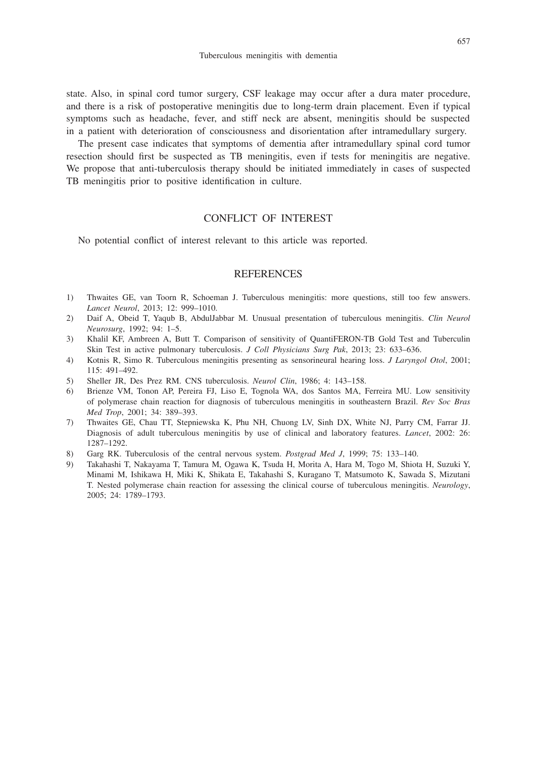state. Also, in spinal cord tumor surgery, CSF leakage may occur after a dura mater procedure, and there is a risk of postoperative meningitis due to long-term drain placement. Even if typical symptoms such as headache, fever, and stiff neck are absent, meningitis should be suspected in a patient with deterioration of consciousness and disorientation after intramedullary surgery.

The present case indicates that symptoms of dementia after intramedullary spinal cord tumor resection should first be suspected as TB meningitis, even if tests for meningitis are negative. We propose that anti-tuberculosis therapy should be initiated immediately in cases of suspected TB meningitis prior to positive identification in culture.

## CONFLICT OF INTEREST

No potential conflict of interest relevant to this article was reported.

## REFERENCES

1) Thwaites GE, van Toorn R, Schoeman J. Tuberculous meningitis: more questions, still too few answers. *Lancet Neurol*, 2013; 12: 999–1010.
2) Daif A, Obeid T, Yaqub B, AbdulJabbar M. Unusual presentation of tuberculous meningitis. *Clin Neurol Neurosurg*, 1992; 94: 1–5.
3) Khalil KF, Ambreen A, Butt T. Comparison of sensitivity of QuantiFERON-TB Gold Test and Tuberculin Skin Test in active pulmonary tuberculosis. *J Coll Physicians Surg Pak*, 2013; 23: 633–636.
4) Kotnis R, Simo R. Tuberculous meningitis presenting as sensorineural hearing loss. *J Laryngol Otol*, 2001; 115: 491–492.
5) Sheller JR, Des Prez RM. CNS tuberculosis. *Neurol Clin*, 1986; 4: 143–158.
6) Brienze VM, Tonon AP, Pereira FJ, Liso E, Tognola WA, dos Santos MA, Ferreira MU. Low sensitivity of polymerase chain reaction for diagnosis of tuberculous meningitis in southeastern Brazil. *Rev Soc Bras Med Trop*, 2001; 34: 389–393.
7) Thwaites GE, Chau TT, Stepniewska K, Phu NH, Chuong LV, Sinh DX, White NJ, Parry CM, Farrar JJ. Diagnosis of adult tuberculous meningitis by use of clinical and laboratory features. *Lancet*, 2002: 26: 1287–1292.
8) Garg RK. Tuberculosis of the central nervous system. *Postgrad Med J*, 1999; 75: 133–140.
9) Takahashi T, Nakayama T, Tamura M, Ogawa K, Tsuda H, Morita A, Hara M, Togo M, Shiota H, Suzuki Y, Minami M, Ishikawa H, Miki K, Shikata E, Takahashi S, Kuragano T, Matsumoto K, Sawada S, Mizutani T. Nested polymerase chain reaction for assessing the clinical course of tuberculous meningitis. *Neurology*, 2005; 24: 1789–1793.